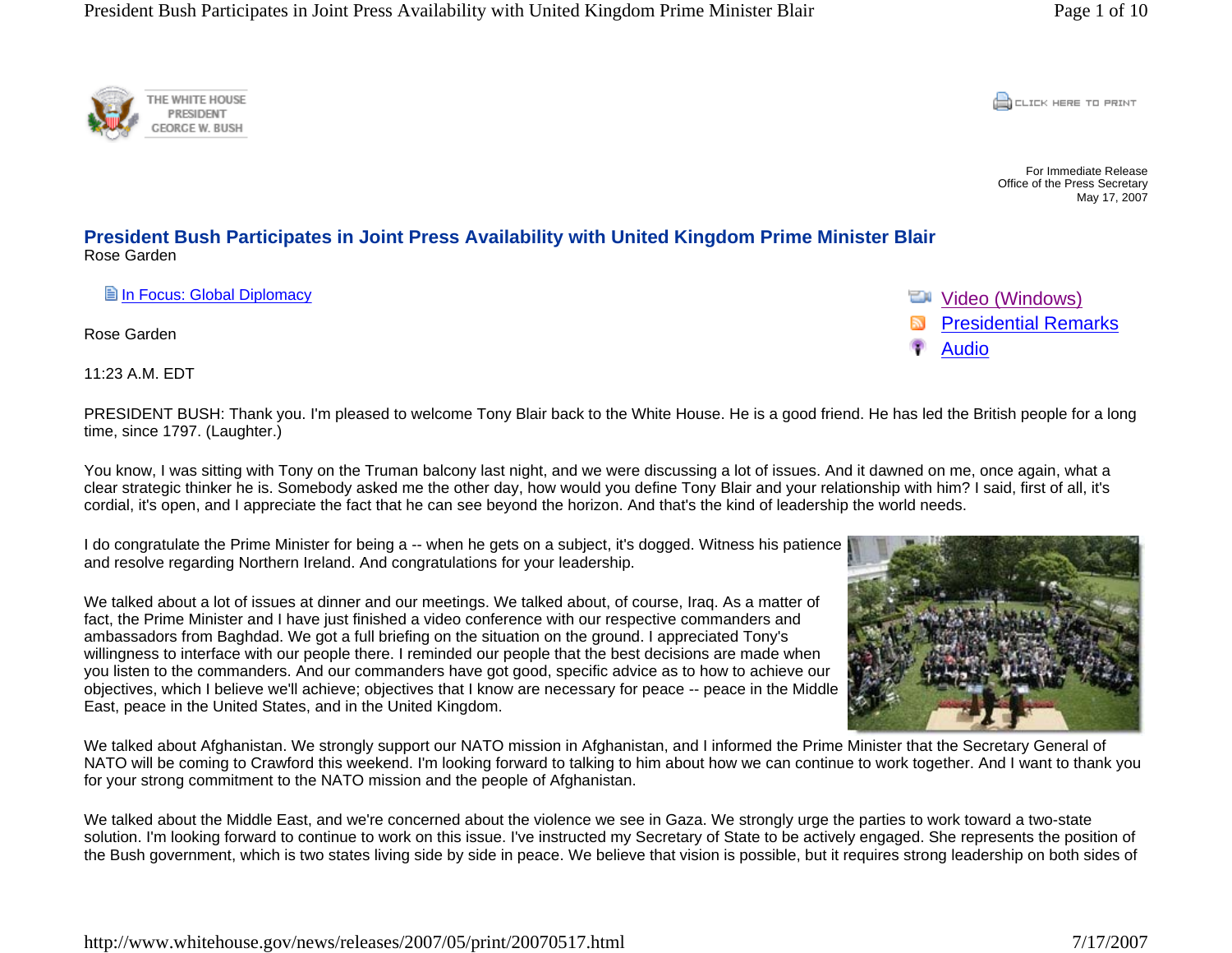For Immediate Release
Office of the Press Secretary
May 17, 2007

# President Bush Participates in Joint Press Availability with United Kingdom Prime Minister Blair

Rose Garden

In Focus: Global Diplomacy

Video (Windows)
Presidential Remarks
Audio

Rose Garden

11:23 A.M. EDT

PRESIDENT BUSH: Thank you. I'm pleased to welcome Tony Blair back to the White House. He is a good friend. He has led the British people for a long time, since 1797. (Laughter.)

You know, I was sitting with Tony on the Truman balcony last night, and we were discussing a lot of issues. And it dawned on me, once again, what a clear strategic thinker he is. Somebody asked me the other day, how would you define Tony Blair and your relationship with him? I said, first of all, it's cordial, it's open, and I appreciate the fact that he can see beyond the horizon. And that's the kind of leadership the world needs.

I do congratulate the Prime Minister for being a -- when he gets on a subject, it's dogged. Witness his patience and resolve regarding Northern Ireland. And congratulations for your leadership.

We talked about a lot of issues at dinner and our meetings. We talked about, of course, Iraq. As a matter of fact, the Prime Minister and I have just finished a video conference with our respective commanders and ambassadors from Baghdad. We got a full briefing on the situation on the ground. I appreciated Tony's willingness to interface with our people there. I reminded our people that the best decisions are made when you listen to the commanders. And our commanders have got good, specific advice as to how to achieve our objectives, which I believe we'll achieve; objectives that I know are necessary for peace -- peace in the Middle East, peace in the United States, and in the United Kingdom.

We talked about Afghanistan. We strongly support our NATO mission in Afghanistan, and I informed the Prime Minister that the Secretary General of NATO will be coming to Crawford this weekend. I'm looking forward to talking to him about how we can continue to work together. And I want to thank you for your strong commitment to the NATO mission and the people of Afghanistan.

We talked about the Middle East, and we're concerned about the violence we see in Gaza. We strongly urge the parties to work toward a two-state solution. I'm looking forward to continue to work on this issue. I've instructed my Secretary of State to be actively engaged. She represents the position of the Bush government, which is two states living side by side in peace. We believe that vision is possible, but it requires strong leadership on both sides of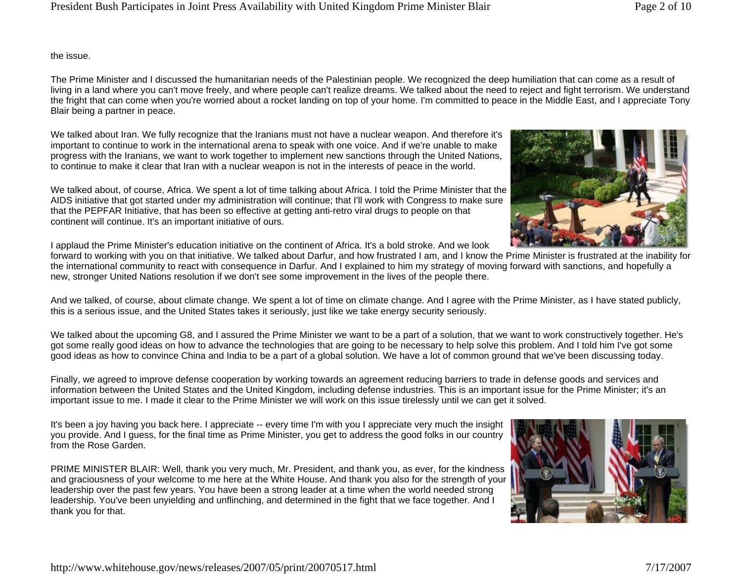the issue.

The Prime Minister and I discussed the humanitarian needs of the Palestinian people. We recognized the deep humiliation that can come as a result of living in a land where you can't move freely, and where people can't realize dreams. We talked about the need to reject and fight terrorism. We understand the fright that can come when you're worried about a rocket landing on top of your home. I'm committed to peace in the Middle East, and I appreciate Tony Blair being a partner in peace.

We talked about Iran. We fully recognize that the Iranians must not have a nuclear weapon. And therefore it's important to continue to work in the international arena to speak with one voice. And if we're unable to make progress with the Iranians, we want to work together to implement new sanctions through the United Nations, to continue to make it clear that Iran with a nuclear weapon is not in the interests of peace in the world.

We talked about, of course, Africa. We spent a lot of time talking about Africa. I told the Prime Minister that the AIDS initiative that got started under my administration will continue; that I'll work with Congress to make sure that the PEPFAR Initiative, that has been so effective at getting anti-retro viral drugs to people on that continent will continue. It's an important initiative of ours.

I applaud the Prime Minister's education initiative on the continent of Africa. It's a bold stroke. And we look forward to working with you on that initiative. We talked about Darfur, and how frustrated I am, and I know the Prime Minister is frustrated at the inability for the international community to react with consequence in Darfur. And I explained to him my strategy of moving forward with sanctions, and hopefully a new, stronger United Nations resolution if we don't see some improvement in the lives of the people there.

And we talked, of course, about climate change. We spent a lot of time on climate change. And I agree with the Prime Minister, as I have stated publicly, this is a serious issue, and the United States takes it seriously, just like we take energy security seriously.

We talked about the upcoming G8, and I assured the Prime Minister we want to be a part of a solution, that we want to work constructively together. He's got some really good ideas on how to advance the technologies that are going to be necessary to help solve this problem. And I told him I've got some good ideas as how to convince China and India to be a part of a global solution. We have a lot of common ground that we've been discussing today.

Finally, we agreed to improve defense cooperation by working towards an agreement reducing barriers to trade in defense goods and services and information between the United States and the United Kingdom, including defense industries. This is an important issue for the Prime Minister; it's an important issue to me. I made it clear to the Prime Minister we will work on this issue tirelessly until we can get it solved.

It's been a joy having you back here. I appreciate -- every time I'm with you I appreciate very much the insight you provide. And I guess, for the final time as Prime Minister, you get to address the good folks in our country from the Rose Garden.

PRIME MINISTER BLAIR: Well, thank you very much, Mr. President, and thank you, as ever, for the kindness and graciousness of your welcome to me here at the White House. And thank you also for the strength of your leadership over the past few years. You have been a strong leader at a time when the world needed strong leadership. You've been unyielding and unflinching, and determined in the fight that we face together. And I thank you for that.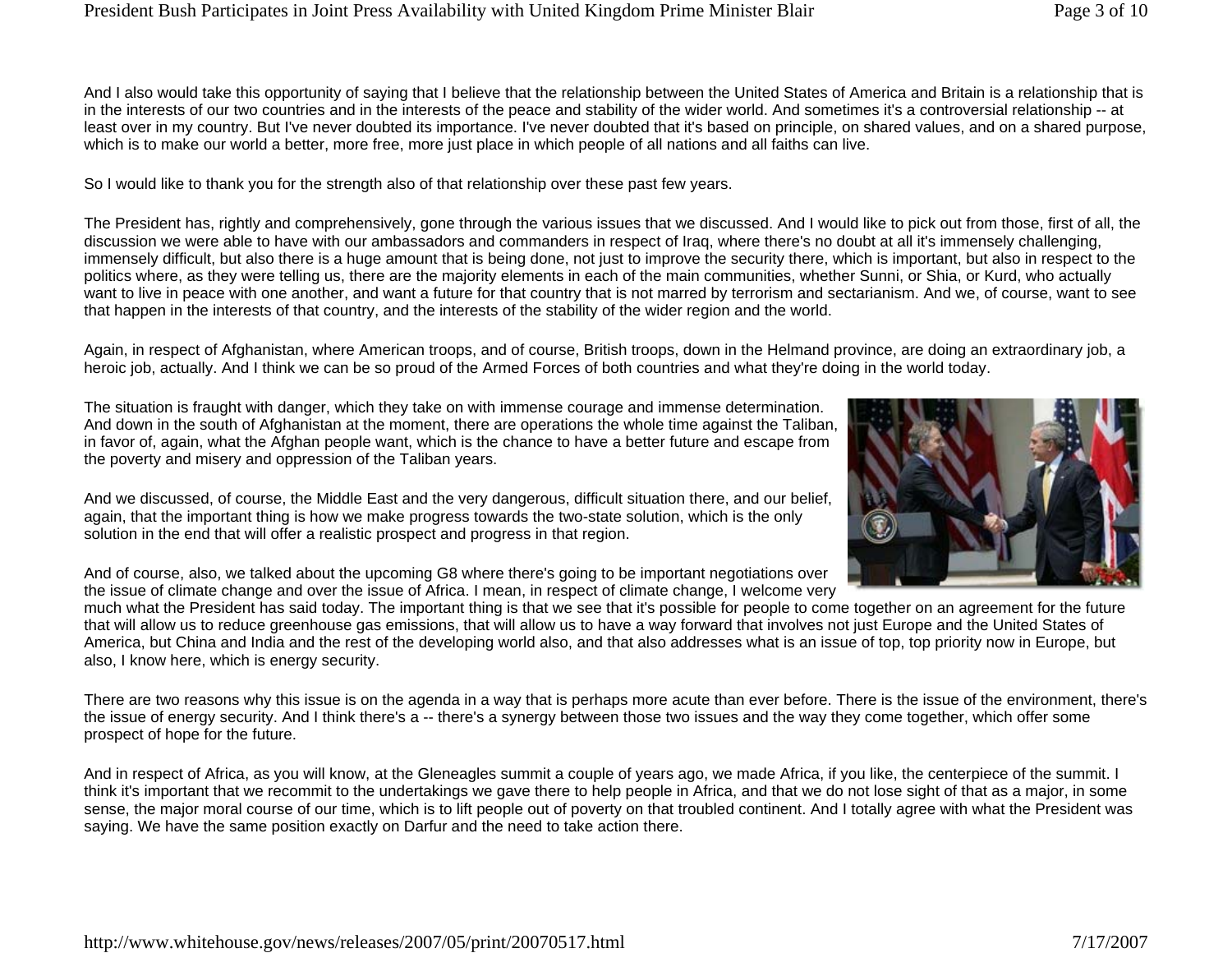And I also would take this opportunity of saying that I believe that the relationship between the United States of America and Britain is a relationship that is in the interests of our two countries and in the interests of the peace and stability of the wider world. And sometimes it's a controversial relationship -- at least over in my country. But I've never doubted its importance. I've never doubted that it's based on principle, on shared values, and on a shared purpose, which is to make our world a better, more free, more just place in which people of all nations and all faiths can live.

So I would like to thank you for the strength also of that relationship over these past few years.

The President has, rightly and comprehensively, gone through the various issues that we discussed. And I would like to pick out from those, first of all, the discussion we were able to have with our ambassadors and commanders in respect of Iraq, where there's no doubt at all it's immensely challenging, immensely difficult, but also there is a huge amount that is being done, not just to improve the security there, which is important, but also in respect to the politics where, as they were telling us, there are the majority elements in each of the main communities, whether Sunni, or Shia, or Kurd, who actually want to live in peace with one another, and want a future for that country that is not marred by terrorism and sectarianism. And we, of course, want to see that happen in the interests of that country, and the interests of the stability of the wider region and the world.

Again, in respect of Afghanistan, where American troops, and of course, British troops, down in the Helmand province, are doing an extraordinary job, a heroic job, actually. And I think we can be so proud of the Armed Forces of both countries and what they're doing in the world today.

The situation is fraught with danger, which they take on with immense courage and immense determination. And down in the south of Afghanistan at the moment, there are operations the whole time against the Taliban, in favor of, again, what the Afghan people want, which is the chance to have a better future and escape from the poverty and misery and oppression of the Taliban years.

And we discussed, of course, the Middle East and the very dangerous, difficult situation there, and our belief, again, that the important thing is how we make progress towards the two-state solution, which is the only solution in the end that will offer a realistic prospect and progress in that region.

And of course, also, we talked about the upcoming G8 where there's going to be important negotiations over the issue of climate change and over the issue of Africa. I mean, in respect of climate change, I welcome very much what the President has said today. The important thing is that we see that it's possible for people to come together on an agreement for the future that will allow us to reduce greenhouse gas emissions, that will allow us to have a way forward that involves not just Europe and the United States of America, but China and India and the rest of the developing world also, and that also addresses what is an issue of top, top priority now in Europe, but also, I know here, which is energy security.

There are two reasons why this issue is on the agenda in a way that is perhaps more acute than ever before. There is the issue of the environment, there's the issue of energy security. And I think there's a -- there's a synergy between those two issues and the way they come together, which offer some prospect of hope for the future.

And in respect of Africa, as you will know, at the Gleneagles summit a couple of years ago, we made Africa, if you like, the centerpiece of the summit. I think it's important that we recommit to the undertakings we gave there to help people in Africa, and that we do not lose sight of that as a major, in some sense, the major moral course of our time, which is to lift people out of poverty on that troubled continent. And I totally agree with what the President was saying. We have the same position exactly on Darfur and the need to take action there.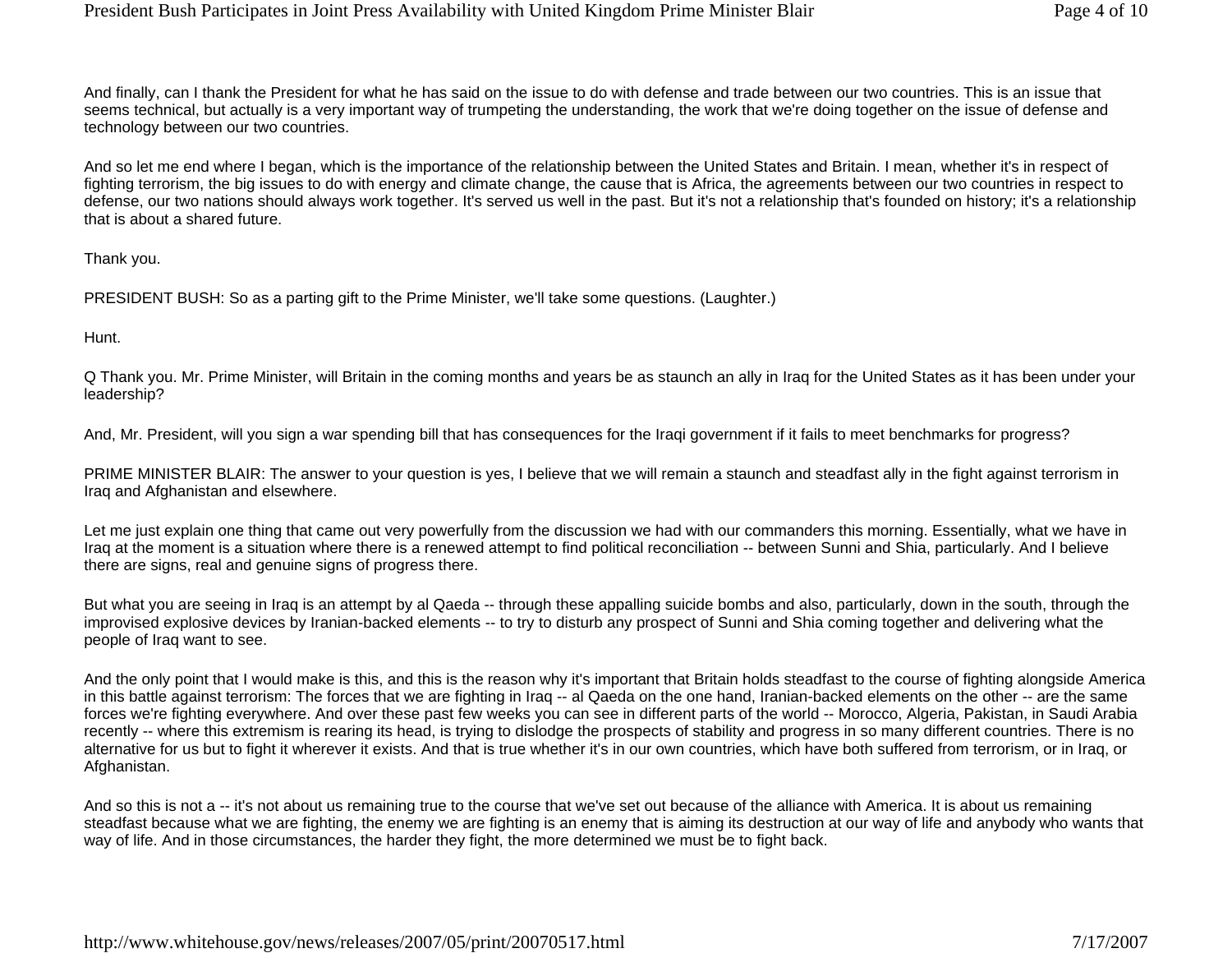And finally, can I thank the President for what he has said on the issue to do with defense and trade between our two countries. This is an issue that seems technical, but actually is a very important way of trumpeting the understanding, the work that we're doing together on the issue of defense and technology between our two countries.

And so let me end where I began, which is the importance of the relationship between the United States and Britain. I mean, whether it's in respect of fighting terrorism, the big issues to do with energy and climate change, the cause that is Africa, the agreements between our two countries in respect to defense, our two nations should always work together. It's served us well in the past. But it's not a relationship that's founded on history; it's a relationship that is about a shared future.

Thank you.

PRESIDENT BUSH: So as a parting gift to the Prime Minister, we'll take some questions. (Laughter.)

Hunt.

Q Thank you. Mr. Prime Minister, will Britain in the coming months and years be as staunch an ally in Iraq for the United States as it has been under your leadership?

And, Mr. President, will you sign a war spending bill that has consequences for the Iraqi government if it fails to meet benchmarks for progress?

PRIME MINISTER BLAIR: The answer to your question is yes, I believe that we will remain a staunch and steadfast ally in the fight against terrorism in Iraq and Afghanistan and elsewhere.

Let me just explain one thing that came out very powerfully from the discussion we had with our commanders this morning. Essentially, what we have in Iraq at the moment is a situation where there is a renewed attempt to find political reconciliation -- between Sunni and Shia, particularly. And I believe there are signs, real and genuine signs of progress there.

But what you are seeing in Iraq is an attempt by al Qaeda -- through these appalling suicide bombs and also, particularly, down in the south, through the improvised explosive devices by Iranian-backed elements -- to try to disturb any prospect of Sunni and Shia coming together and delivering what the people of Iraq want to see.

And the only point that I would make is this, and this is the reason why it's important that Britain holds steadfast to the course of fighting alongside America in this battle against terrorism: The forces that we are fighting in Iraq -- al Qaeda on the one hand, Iranian-backed elements on the other -- are the same forces we're fighting everywhere. And over these past few weeks you can see in different parts of the world -- Morocco, Algeria, Pakistan, in Saudi Arabia recently -- where this extremism is rearing its head, is trying to dislodge the prospects of stability and progress in so many different countries. There is no alternative for us but to fight it wherever it exists. And that is true whether it's in our own countries, which have both suffered from terrorism, or in Iraq, or Afghanistan.

And so this is not a -- it's not about us remaining true to the course that we've set out because of the alliance with America. It is about us remaining steadfast because what we are fighting, the enemy we are fighting is an enemy that is aiming its destruction at our way of life and anybody who wants that way of life. And in those circumstances, the harder they fight, the more determined we must be to fight back.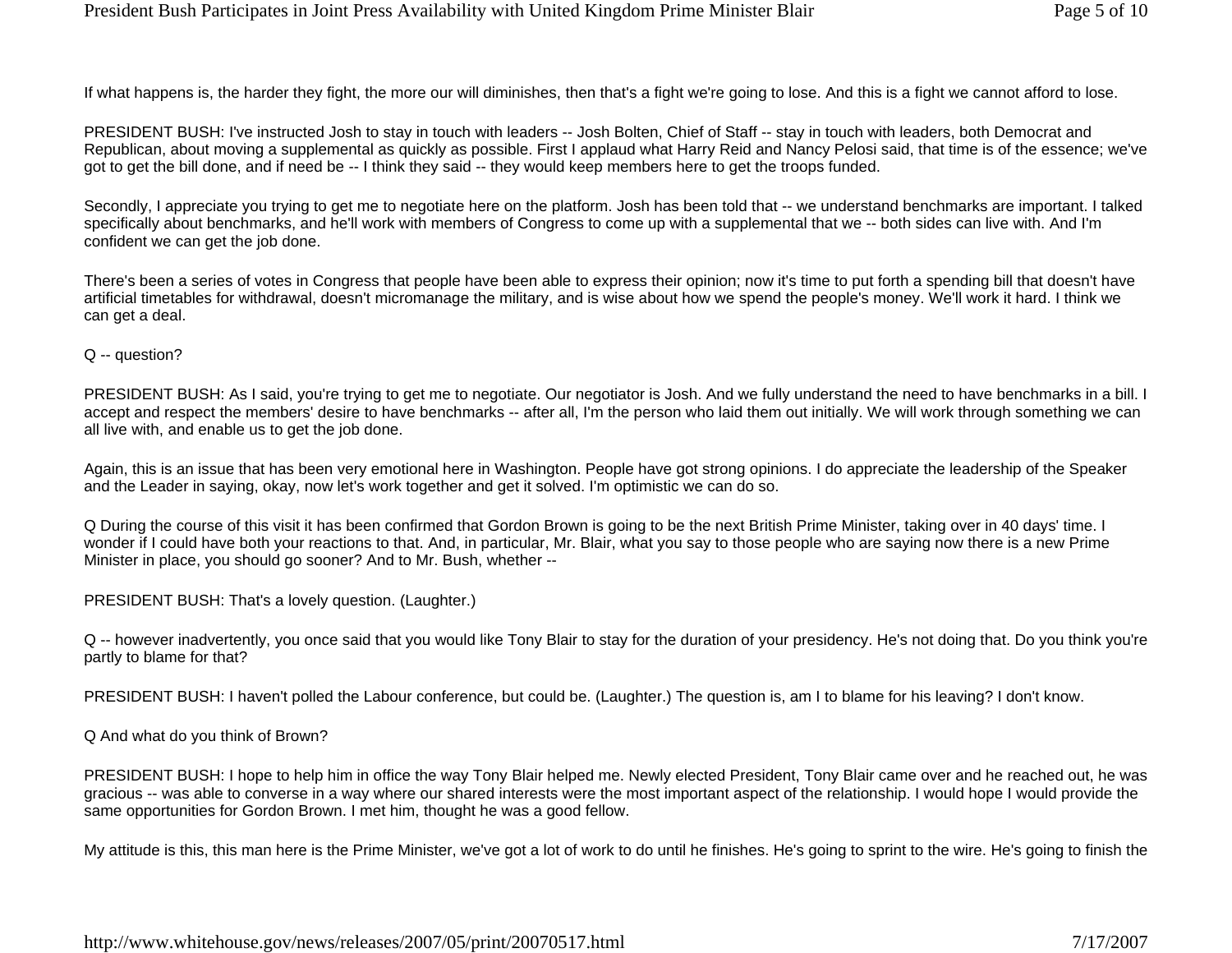If what happens is, the harder they fight, the more our will diminishes, then that's a fight we're going to lose. And this is a fight we cannot afford to lose.

PRESIDENT BUSH: I've instructed Josh to stay in touch with leaders -- Josh Bolten, Chief of Staff -- stay in touch with leaders, both Democrat and Republican, about moving a supplemental as quickly as possible. First I applaud what Harry Reid and Nancy Pelosi said, that time is of the essence; we've got to get the bill done, and if need be -- I think they said -- they would keep members here to get the troops funded.

Secondly, I appreciate you trying to get me to negotiate here on the platform. Josh has been told that -- we understand benchmarks are important. I talked specifically about benchmarks, and he'll work with members of Congress to come up with a supplemental that we -- both sides can live with. And I'm confident we can get the job done.

There's been a series of votes in Congress that people have been able to express their opinion; now it's time to put forth a spending bill that doesn't have artificial timetables for withdrawal, doesn't micromanage the military, and is wise about how we spend the people's money. We'll work it hard. I think we can get a deal.

Q -- question?

PRESIDENT BUSH: As I said, you're trying to get me to negotiate. Our negotiator is Josh. And we fully understand the need to have benchmarks in a bill. I accept and respect the members' desire to have benchmarks -- after all, I'm the person who laid them out initially. We will work through something we can all live with, and enable us to get the job done.

Again, this is an issue that has been very emotional here in Washington. People have got strong opinions. I do appreciate the leadership of the Speaker and the Leader in saying, okay, now let's work together and get it solved. I'm optimistic we can do so.

Q During the course of this visit it has been confirmed that Gordon Brown is going to be the next British Prime Minister, taking over in 40 days' time. I wonder if I could have both your reactions to that. And, in particular, Mr. Blair, what you say to those people who are saying now there is a new Prime Minister in place, you should go sooner? And to Mr. Bush, whether --

PRESIDENT BUSH: That's a lovely question. (Laughter.)

Q -- however inadvertently, you once said that you would like Tony Blair to stay for the duration of your presidency. He's not doing that. Do you think you're partly to blame for that?

PRESIDENT BUSH: I haven't polled the Labour conference, but could be. (Laughter.) The question is, am I to blame for his leaving? I don't know.

Q And what do you think of Brown?

PRESIDENT BUSH: I hope to help him in office the way Tony Blair helped me. Newly elected President, Tony Blair came over and he reached out, he was gracious -- was able to converse in a way where our shared interests were the most important aspect of the relationship. I would hope I would provide the same opportunities for Gordon Brown. I met him, thought he was a good fellow.

My attitude is this, this man here is the Prime Minister, we've got a lot of work to do until he finishes. He's going to sprint to the wire. He's going to finish the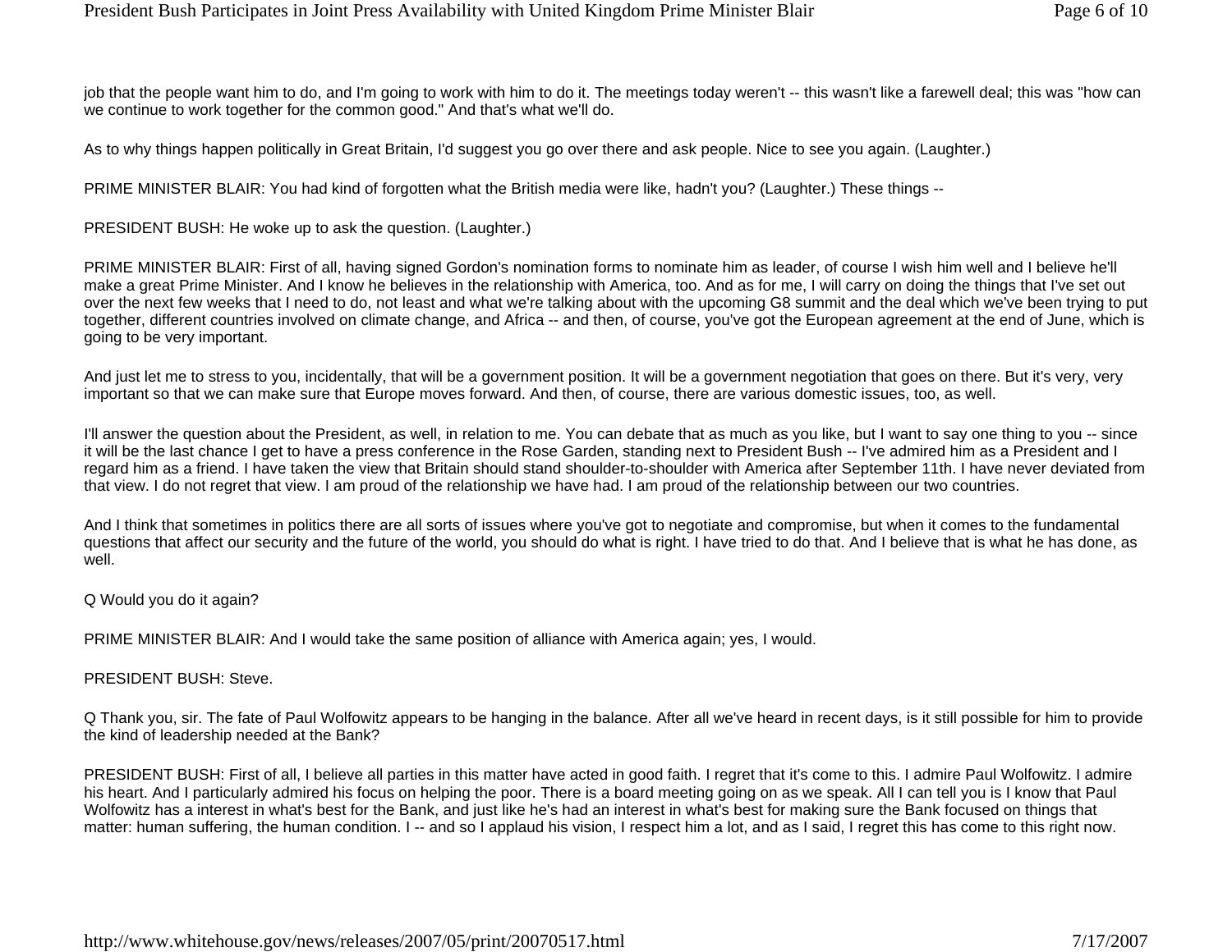job that the people want him to do, and I'm going to work with him to do it. The meetings today weren't -- this wasn't like a farewell deal; this was "how can we continue to work together for the common good." And that's what we'll do.

As to why things happen politically in Great Britain, I'd suggest you go over there and ask people. Nice to see you again. (Laughter.)

PRIME MINISTER BLAIR: You had kind of forgotten what the British media were like, hadn't you? (Laughter.) These things --

PRESIDENT BUSH: He woke up to ask the question. (Laughter.)

PRIME MINISTER BLAIR: First of all, having signed Gordon's nomination forms to nominate him as leader, of course I wish him well and I believe he'll make a great Prime Minister. And I know he believes in the relationship with America, too. And as for me, I will carry on doing the things that I've set out over the next few weeks that I need to do, not least and what we're talking about with the upcoming G8 summit and the deal which we've been trying to put together, different countries involved on climate change, and Africa -- and then, of course, you've got the European agreement at the end of June, which is going to be very important.

And just let me to stress to you, incidentally, that will be a government position. It will be a government negotiation that goes on there. But it's very, very important so that we can make sure that Europe moves forward. And then, of course, there are various domestic issues, too, as well.

I'll answer the question about the President, as well, in relation to me. You can debate that as much as you like, but I want to say one thing to you -- since it will be the last chance I get to have a press conference in the Rose Garden, standing next to President Bush -- I've admired him as a President and I regard him as a friend. I have taken the view that Britain should stand shoulder-to-shoulder with America after September 11th. I have never deviated from that view. I do not regret that view. I am proud of the relationship we have had. I am proud of the relationship between our two countries.

And I think that sometimes in politics there are all sorts of issues where you've got to negotiate and compromise, but when it comes to the fundamental questions that affect our security and the future of the world, you should do what is right. I have tried to do that. And I believe that is what he has done, as well.

Q Would you do it again?

PRIME MINISTER BLAIR: And I would take the same position of alliance with America again; yes, I would.

PRESIDENT BUSH: Steve.

Q Thank you, sir. The fate of Paul Wolfowitz appears to be hanging in the balance. After all we've heard in recent days, is it still possible for him to provide the kind of leadership needed at the Bank?

PRESIDENT BUSH: First of all, I believe all parties in this matter have acted in good faith. I regret that it's come to this. I admire Paul Wolfowitz. I admire his heart. And I particularly admired his focus on helping the poor. There is a board meeting going on as we speak. All I can tell you is I know that Paul Wolfowitz has a interest in what's best for the Bank, and just like he's had an interest in what's best for making sure the Bank focused on things that matter: human suffering, the human condition. I -- and so I applaud his vision, I respect him a lot, and as I said, I regret this has come to this right now.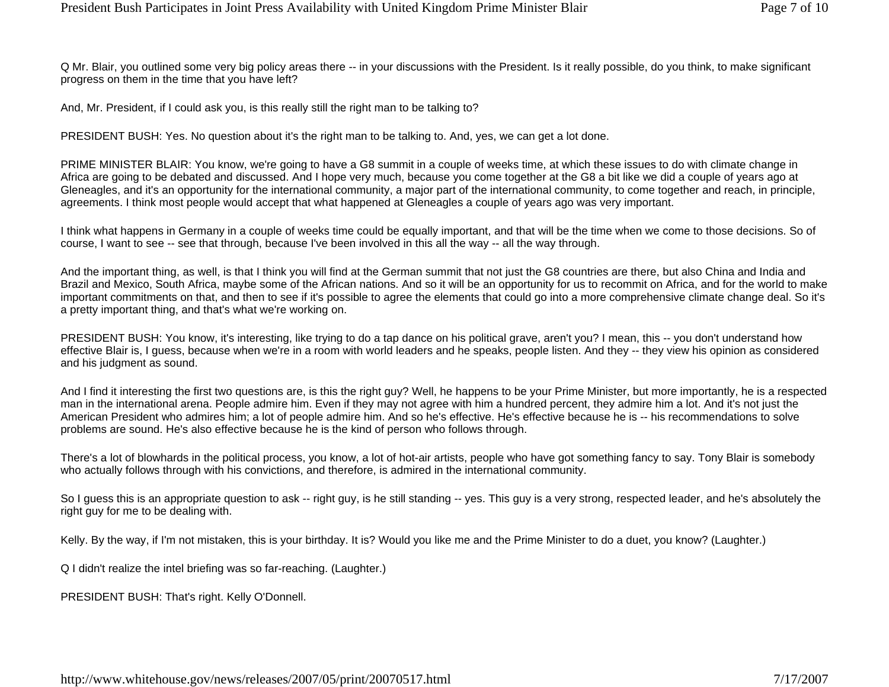Q Mr. Blair, you outlined some very big policy areas there -- in your discussions with the President. Is it really possible, do you think, to make significant progress on them in the time that you have left?

And, Mr. President, if I could ask you, is this really still the right man to be talking to?

PRESIDENT BUSH: Yes. No question about it's the right man to be talking to. And, yes, we can get a lot done.

PRIME MINISTER BLAIR: You know, we're going to have a G8 summit in a couple of weeks time, at which these issues to do with climate change in Africa are going to be debated and discussed. And I hope very much, because you come together at the G8 a bit like we did a couple of years ago at Gleneagles, and it's an opportunity for the international community, a major part of the international community, to come together and reach, in principle, agreements. I think most people would accept that what happened at Gleneagles a couple of years ago was very important.

I think what happens in Germany in a couple of weeks time could be equally important, and that will be the time when we come to those decisions. So of course, I want to see -- see that through, because I've been involved in this all the way -- all the way through.

And the important thing, as well, is that I think you will find at the German summit that not just the G8 countries are there, but also China and India and Brazil and Mexico, South Africa, maybe some of the African nations. And so it will be an opportunity for us to recommit on Africa, and for the world to make important commitments on that, and then to see if it's possible to agree the elements that could go into a more comprehensive climate change deal. So it's a pretty important thing, and that's what we're working on.

PRESIDENT BUSH: You know, it's interesting, like trying to do a tap dance on his political grave, aren't you? I mean, this -- you don't understand how effective Blair is, I guess, because when we're in a room with world leaders and he speaks, people listen. And they -- they view his opinion as considered and his judgment as sound.

And I find it interesting the first two questions are, is this the right guy? Well, he happens to be your Prime Minister, but more importantly, he is a respected man in the international arena. People admire him. Even if they may not agree with him a hundred percent, they admire him a lot. And it's not just the American President who admires him; a lot of people admire him. And so he's effective. He's effective because he is -- his recommendations to solve problems are sound. He's also effective because he is the kind of person who follows through.

There's a lot of blowhards in the political process, you know, a lot of hot-air artists, people who have got something fancy to say. Tony Blair is somebody who actually follows through with his convictions, and therefore, is admired in the international community.

So I guess this is an appropriate question to ask -- right guy, is he still standing -- yes. This guy is a very strong, respected leader, and he's absolutely the right guy for me to be dealing with.

Kelly. By the way, if I'm not mistaken, this is your birthday. It is? Would you like me and the Prime Minister to do a duet, you know? (Laughter.)

Q I didn't realize the intel briefing was so far-reaching. (Laughter.)

PRESIDENT BUSH: That's right. Kelly O'Donnell.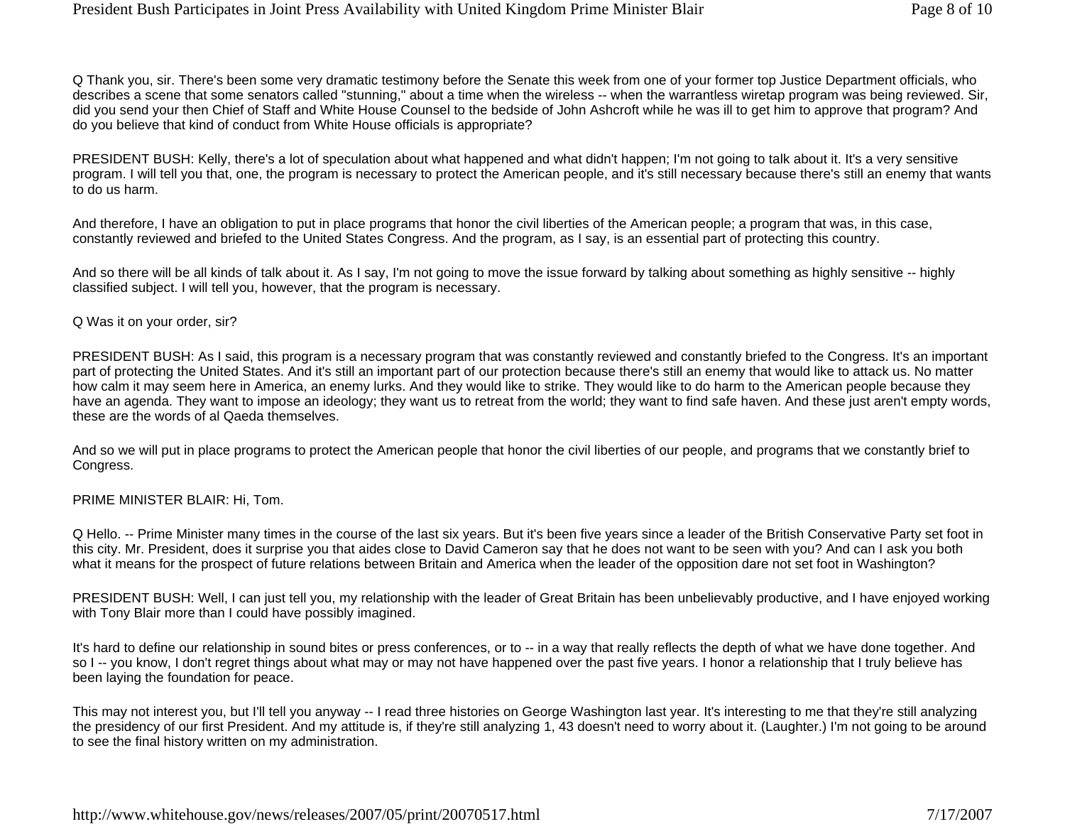Q Thank you, sir. There's been some very dramatic testimony before the Senate this week from one of your former top Justice Department officials, who describes a scene that some senators called "stunning," about a time when the wireless -- when the warrantless wiretap program was being reviewed. Sir, did you send your then Chief of Staff and White House Counsel to the bedside of John Ashcroft while he was ill to get him to approve that program? And do you believe that kind of conduct from White House officials is appropriate?

PRESIDENT BUSH: Kelly, there's a lot of speculation about what happened and what didn't happen; I'm not going to talk about it. It's a very sensitive program. I will tell you that, one, the program is necessary to protect the American people, and it's still necessary because there's still an enemy that wants to do us harm.

And therefore, I have an obligation to put in place programs that honor the civil liberties of the American people; a program that was, in this case, constantly reviewed and briefed to the United States Congress. And the program, as I say, is an essential part of protecting this country.

And so there will be all kinds of talk about it. As I say, I'm not going to move the issue forward by talking about something as highly sensitive -- highly classified subject. I will tell you, however, that the program is necessary.

Q Was it on your order, sir?

PRESIDENT BUSH: As I said, this program is a necessary program that was constantly reviewed and constantly briefed to the Congress. It's an important part of protecting the United States. And it's still an important part of our protection because there's still an enemy that would like to attack us. No matter how calm it may seem here in America, an enemy lurks. And they would like to strike. They would like to do harm to the American people because they have an agenda. They want to impose an ideology; they want us to retreat from the world; they want to find safe haven. And these just aren't empty words, these are the words of al Qaeda themselves.

And so we will put in place programs to protect the American people that honor the civil liberties of our people, and programs that we constantly brief to Congress.

PRIME MINISTER BLAIR: Hi, Tom.

Q Hello. -- Prime Minister many times in the course of the last six years. But it's been five years since a leader of the British Conservative Party set foot in this city. Mr. President, does it surprise you that aides close to David Cameron say that he does not want to be seen with you? And can I ask you both what it means for the prospect of future relations between Britain and America when the leader of the opposition dare not set foot in Washington?

PRESIDENT BUSH: Well, I can just tell you, my relationship with the leader of Great Britain has been unbelievably productive, and I have enjoyed working with Tony Blair more than I could have possibly imagined.

It's hard to define our relationship in sound bites or press conferences, or to -- in a way that really reflects the depth of what we have done together. And so I -- you know, I don't regret things about what may or may not have happened over the past five years. I honor a relationship that I truly believe has been laying the foundation for peace.

This may not interest you, but I'll tell you anyway -- I read three histories on George Washington last year. It's interesting to me that they're still analyzing the presidency of our first President. And my attitude is, if they're still analyzing 1, 43 doesn't need to worry about it. (Laughter.) I'm not going to be around to see the final history written on my administration.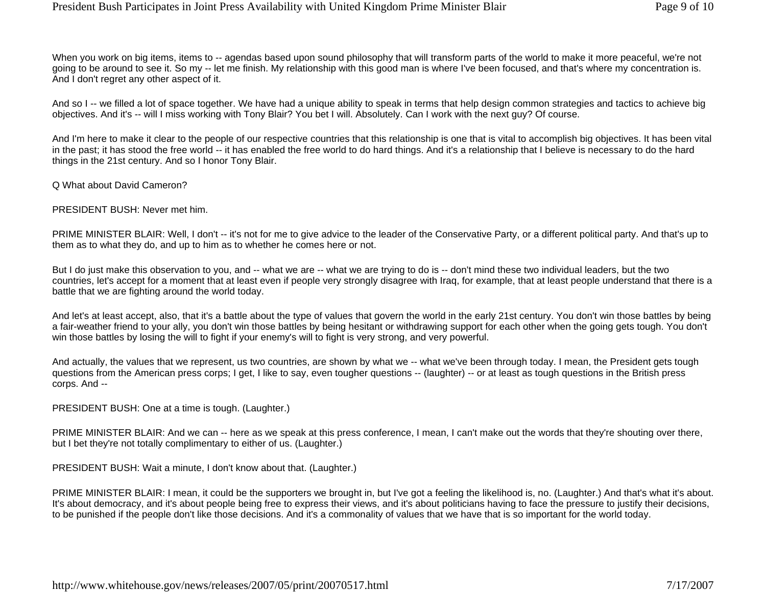When you work on big items, items to -- agendas based upon sound philosophy that will transform parts of the world to make it more peaceful, we're not going to be around to see it. So my -- let me finish. My relationship with this good man is where I've been focused, and that's where my concentration is. And I don't regret any other aspect of it.

And so I -- we filled a lot of space together. We have had a unique ability to speak in terms that help design common strategies and tactics to achieve big objectives. And it's -- will I miss working with Tony Blair? You bet I will. Absolutely. Can I work with the next guy? Of course.

And I'm here to make it clear to the people of our respective countries that this relationship is one that is vital to accomplish big objectives. It has been vital in the past; it has stood the free world -- it has enabled the free world to do hard things. And it's a relationship that I believe is necessary to do the hard things in the 21st century. And so I honor Tony Blair.

Q What about David Cameron?

PRESIDENT BUSH: Never met him.

PRIME MINISTER BLAIR: Well, I don't -- it's not for me to give advice to the leader of the Conservative Party, or a different political party. And that's up to them as to what they do, and up to him as to whether he comes here or not.

But I do just make this observation to you, and -- what we are -- what we are trying to do is -- don't mind these two individual leaders, but the two countries, let's accept for a moment that at least even if people very strongly disagree with Iraq, for example, that at least people understand that there is a battle that we are fighting around the world today.

And let's at least accept, also, that it's a battle about the type of values that govern the world in the early 21st century. You don't win those battles by being a fair-weather friend to your ally, you don't win those battles by being hesitant or withdrawing support for each other when the going gets tough. You don't win those battles by losing the will to fight if your enemy's will to fight is very strong, and very powerful.

And actually, the values that we represent, us two countries, are shown by what we -- what we've been through today. I mean, the President gets tough questions from the American press corps; I get, I like to say, even tougher questions -- (laughter) -- or at least as tough questions in the British press corps. And --

PRESIDENT BUSH: One at a time is tough. (Laughter.)

PRIME MINISTER BLAIR: And we can -- here as we speak at this press conference, I mean, I can't make out the words that they're shouting over there, but I bet they're not totally complimentary to either of us. (Laughter.)

PRESIDENT BUSH: Wait a minute, I don't know about that. (Laughter.)

PRIME MINISTER BLAIR: I mean, it could be the supporters we brought in, but I've got a feeling the likelihood is, no. (Laughter.) And that's what it's about. It's about democracy, and it's about people being free to express their views, and it's about politicians having to face the pressure to justify their decisions, to be punished if the people don't like those decisions. And it's a commonality of values that we have that is so important for the world today.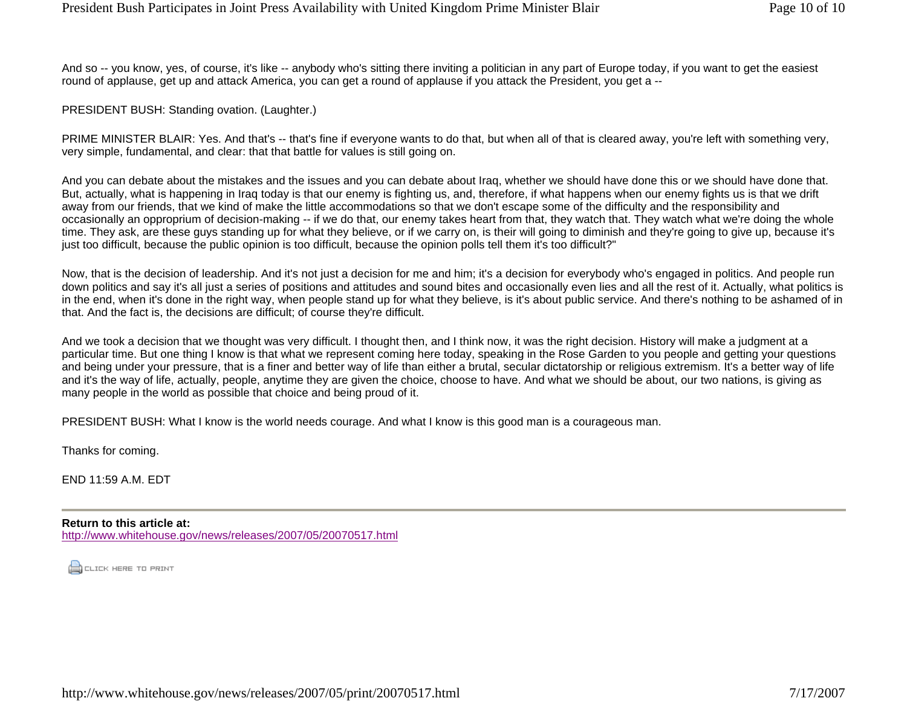And so -- you know, yes, of course, it's like -- anybody who's sitting there inviting a politician in any part of Europe today, if you want to get the easiest round of applause, get up and attack America, you can get a round of applause if you attack the President, you get a --

PRESIDENT BUSH: Standing ovation. (Laughter.)

PRIME MINISTER BLAIR: Yes. And that's -- that's fine if everyone wants to do that, but when all of that is cleared away, you're left with something very, very simple, fundamental, and clear: that that battle for values is still going on.

And you can debate about the mistakes and the issues and you can debate about Iraq, whether we should have done this or we should have done that. But, actually, what is happening in Iraq today is that our enemy is fighting us, and, therefore, if what happens when our enemy fights us is that we drift away from our friends, that we kind of make the little accommodations so that we don't escape some of the difficulty and the responsibility and occasionally an opprobrium of decision-making -- if we do that, our enemy takes heart from that, they watch that. They watch what we're doing the whole time. They ask, are these guys standing up for what they believe, or if we carry on, is their will going to diminish and they're going to give up, because it's just too difficult, because the public opinion is too difficult, because the opinion polls tell them it's too difficult?"

Now, that is the decision of leadership. And it's not just a decision for me and him; it's a decision for everybody who's engaged in politics. And people run down politics and say it's all just a series of positions and attitudes and sound bites and occasionally even lies and all the rest of it. Actually, what politics is in the end, when it's done in the right way, when people stand up for what they believe, is it's about public service. And there's nothing to be ashamed of in that. And the fact is, the decisions are difficult; of course they're difficult.

And we took a decision that we thought was very difficult. I thought then, and I think now, it was the right decision. History will make a judgment at a particular time. But one thing I know is that what we represent coming here today, speaking in the Rose Garden to you people and getting your questions and being under your pressure, that is a finer and better way of life than either a brutal, secular dictatorship or religious extremism. It's a better way of life and it's the way of life, actually, people, anytime they are given the choice, choose to have. And what we should be about, our two nations, is giving as many people in the world as possible that choice and being proud of it.

PRESIDENT BUSH: What I know is the world needs courage. And what I know is this good man is a courageous man.

Thanks for coming.

END 11:59 A.M. EDT

---

**Return to this article at:**
http://www.whitehouse.gov/news/releases/2007/05/20070517.html

CLICK HERE TO PRINT